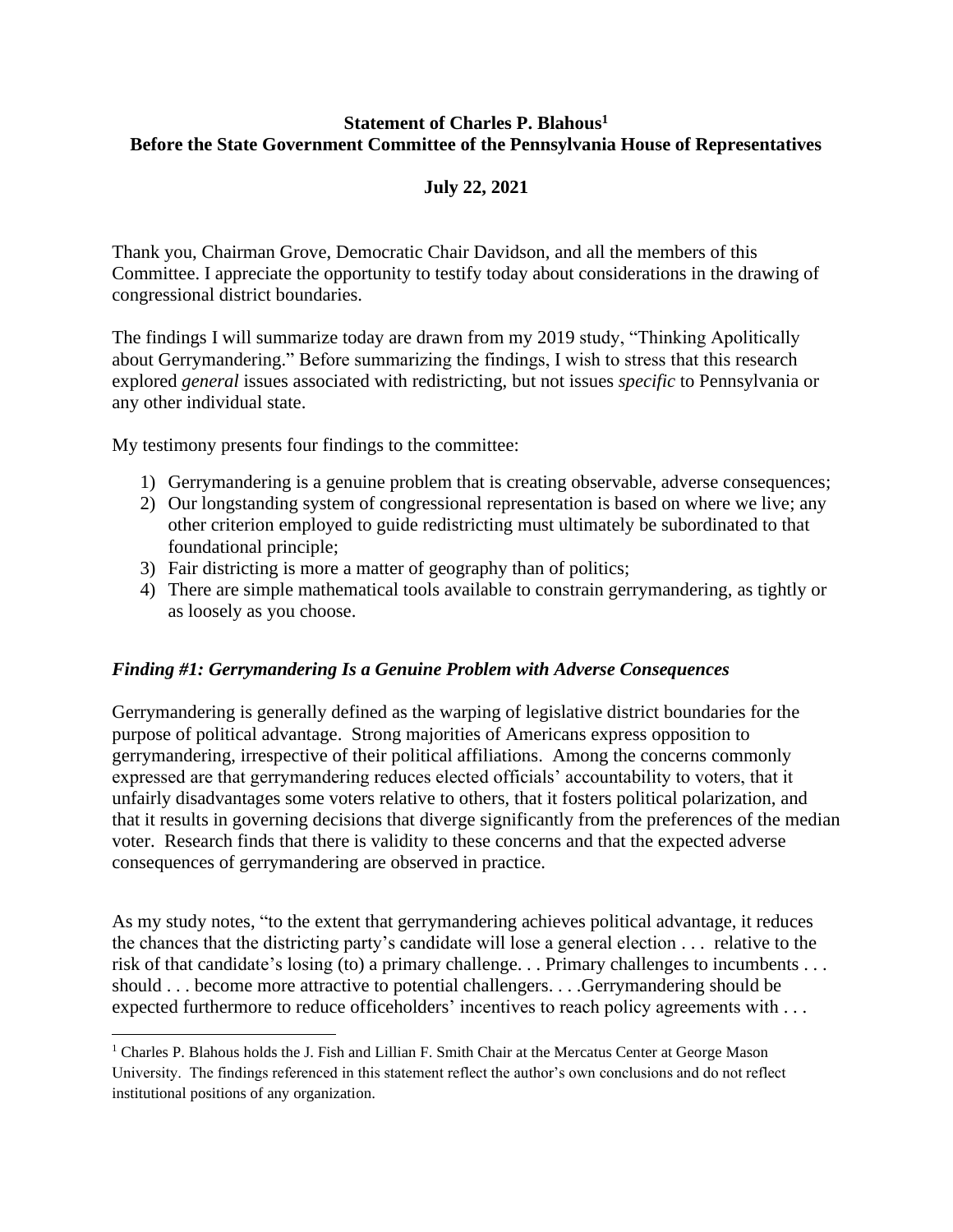**Statement of Charles P. Blahous[1]**
**Before the State Government Committee of the Pennsylvania House of Representatives**

**July 22, 2021**

Thank you, Chairman Grove, Democratic Chair Davidson, and all the members of this Committee. I appreciate the opportunity to testify today about considerations in the drawing of congressional district boundaries.

The findings I will summarize today are drawn from my 2019 study, "Thinking Apolitically about Gerrymandering." Before summarizing the findings, I wish to stress that this research explored *general* issues associated with redistricting, but not issues *specific* to Pennsylvania or any other individual state.

My testimony presents four findings to the committee:

1) Gerrymandering is a genuine problem that is creating observable, adverse consequences;
2) Our longstanding system of congressional representation is based on where we live; any other criterion employed to guide redistricting must ultimately be subordinated to that foundational principle;
3) Fair districting is more a matter of geography than of politics;
4) There are simple mathematical tools available to constrain gerrymandering, as tightly or as loosely as you choose.

### *Finding #1: Gerrymandering Is a Genuine Problem with Adverse Consequences*

Gerrymandering is generally defined as the warping of legislative district boundaries for the purpose of political advantage. Strong majorities of Americans express opposition to gerrymandering, irrespective of their political affiliations. Among the concerns commonly expressed are that gerrymandering reduces elected officials' accountability to voters, that it unfairly disadvantages some voters relative to others, that it fosters political polarization, and that it results in governing decisions that diverge significantly from the preferences of the median voter. Research finds that there is validity to these concerns and that the expected adverse consequences of gerrymandering are observed in practice.

As my study notes, "to the extent that gerrymandering achieves political advantage, it reduces the chances that the districting party's candidate will lose a general election . . . relative to the risk of that candidate's losing (to) a primary challenge. . . Primary challenges to incumbents . . . should . . . become more attractive to potential challengers. . . .Gerrymandering should be expected furthermore to reduce officeholders' incentives to reach policy agreements with . . .

---

[1] Charles P. Blahous holds the J. Fish and Lillian F. Smith Chair at the Mercatus Center at George Mason University. The findings referenced in this statement reflect the author's own conclusions and do not reflect institutional positions of any organization.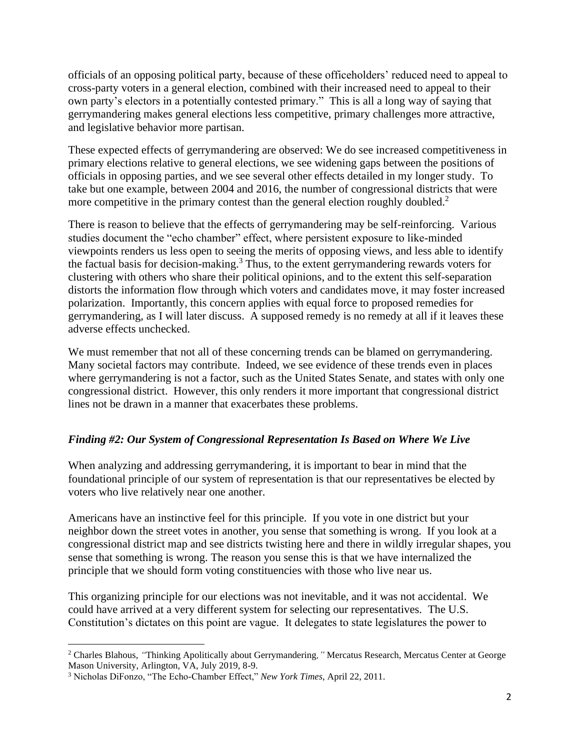officials of an opposing political party, because of these officeholders' reduced need to appeal to cross-party voters in a general election, combined with their increased need to appeal to their own party's electors in a potentially contested primary." This is all a long way of saying that gerrymandering makes general elections less competitive, primary challenges more attractive, and legislative behavior more partisan.

These expected effects of gerrymandering are observed: We do see increased competitiveness in primary elections relative to general elections, we see widening gaps between the positions of officials in opposing parties, and we see several other effects detailed in my longer study. To take but one example, between 2004 and 2016, the number of congressional districts that were more competitive in the primary contest than the general election roughly doubled.[2]

There is reason to believe that the effects of gerrymandering may be self-reinforcing. Various studies document the "echo chamber" effect, where persistent exposure to like-minded viewpoints renders us less open to seeing the merits of opposing views, and less able to identify the factual basis for decision-making.[3] Thus, to the extent gerrymandering rewards voters for clustering with others who share their political opinions, and to the extent this self-separation distorts the information flow through which voters and candidates move, it may foster increased polarization. Importantly, this concern applies with equal force to proposed remedies for gerrymandering, as I will later discuss. A supposed remedy is no remedy at all if it leaves these adverse effects unchecked.

We must remember that not all of these concerning trends can be blamed on gerrymandering. Many societal factors may contribute. Indeed, we see evidence of these trends even in places where gerrymandering is not a factor, such as the United States Senate, and states with only one congressional district. However, this only renders it more important that congressional district lines not be drawn in a manner that exacerbates these problems.

### *Finding #2: Our System of Congressional Representation Is Based on Where We Live*

When analyzing and addressing gerrymandering, it is important to bear in mind that the foundational principle of our system of representation is that our representatives be elected by voters who live relatively near one another.

Americans have an instinctive feel for this principle. If you vote in one district but your neighbor down the street votes in another, you sense that something is wrong. If you look at a congressional district map and see districts twisting here and there in wildly irregular shapes, you sense that something is wrong. The reason you sense this is that we have internalized the principle that we should form voting constituencies with those who live near us.

This organizing principle for our elections was not inevitable, and it was not accidental. We could have arrived at a very different system for selecting our representatives. The U.S. Constitution's dictates on this point are vague. It delegates to state legislatures the power to

---

[2] Charles Blahous, *"*Thinking Apolitically about Gerrymandering*,"* Mercatus Research, Mercatus Center at George Mason University, Arlington, VA, July 2019, 8-9.

[3] Nicholas DiFonzo, "The Echo-Chamber Effect," *New York Times*, April 22, 2011.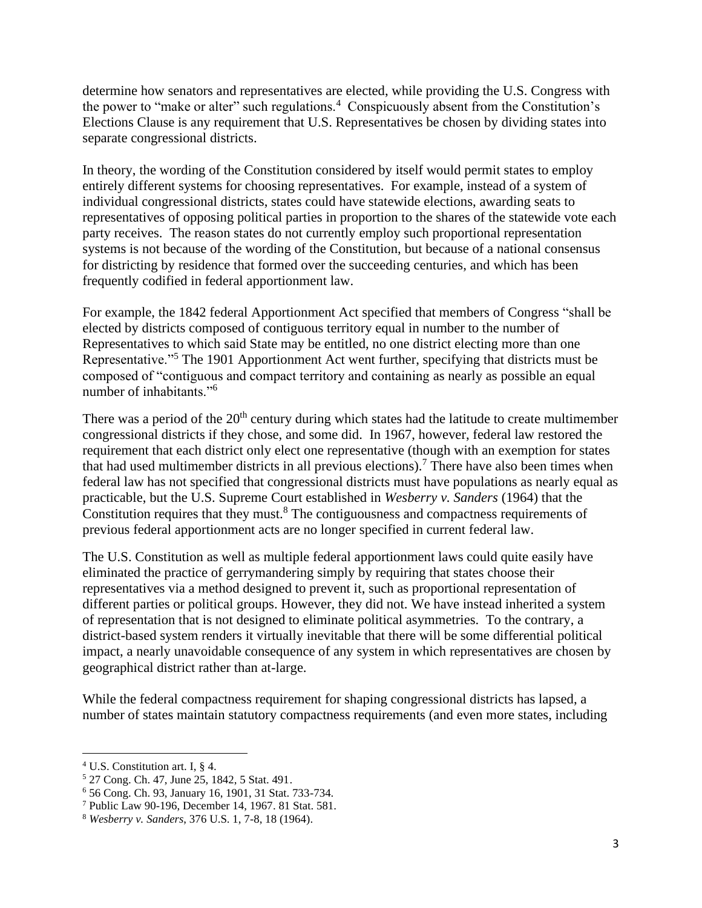determine how senators and representatives are elected, while providing the U.S. Congress with the power to "make or alter" such regulations.[4] Conspicuously absent from the Constitution's Elections Clause is any requirement that U.S. Representatives be chosen by dividing states into separate congressional districts.

In theory, the wording of the Constitution considered by itself would permit states to employ entirely different systems for choosing representatives. For example, instead of a system of individual congressional districts, states could have statewide elections, awarding seats to representatives of opposing political parties in proportion to the shares of the statewide vote each party receives. The reason states do not currently employ such proportional representation systems is not because of the wording of the Constitution, but because of a national consensus for districting by residence that formed over the succeeding centuries, and which has been frequently codified in federal apportionment law.

For example, the 1842 federal Apportionment Act specified that members of Congress "shall be elected by districts composed of contiguous territory equal in number to the number of Representatives to which said State may be entitled, no one district electing more than one Representative."[5] The 1901 Apportionment Act went further, specifying that districts must be composed of "contiguous and compact territory and containing as nearly as possible an equal number of inhabitants."[6]

There was a period of the 20th century during which states had the latitude to create multimember congressional districts if they chose, and some did. In 1967, however, federal law restored the requirement that each district only elect one representative (though with an exemption for states that had used multimember districts in all previous elections).[7] There have also been times when federal law has not specified that congressional districts must have populations as nearly equal as practicable, but the U.S. Supreme Court established in *Wesberry v. Sanders* (1964) that the Constitution requires that they must.[8] The contiguousness and compactness requirements of previous federal apportionment acts are no longer specified in current federal law.

The U.S. Constitution as well as multiple federal apportionment laws could quite easily have eliminated the practice of gerrymandering simply by requiring that states choose their representatives via a method designed to prevent it, such as proportional representation of different parties or political groups. However, they did not. We have instead inherited a system of representation that is not designed to eliminate political asymmetries. To the contrary, a district-based system renders it virtually inevitable that there will be some differential political impact, a nearly unavoidable consequence of any system in which representatives are chosen by geographical district rather than at-large.

While the federal compactness requirement for shaping congressional districts has lapsed, a number of states maintain statutory compactness requirements (and even more states, including

[4] U.S. Constitution art. I, § 4.

[5] 27 Cong. Ch. 47, June 25, 1842, 5 Stat. 491.

[6] 56 Cong. Ch. 93, January 16, 1901, 31 Stat. 733-734.

[7] Public Law 90-196, December 14, 1967. 81 Stat. 581.

[8] *Wesberry v. Sanders*, 376 U.S. 1, 7-8, 18 (1964).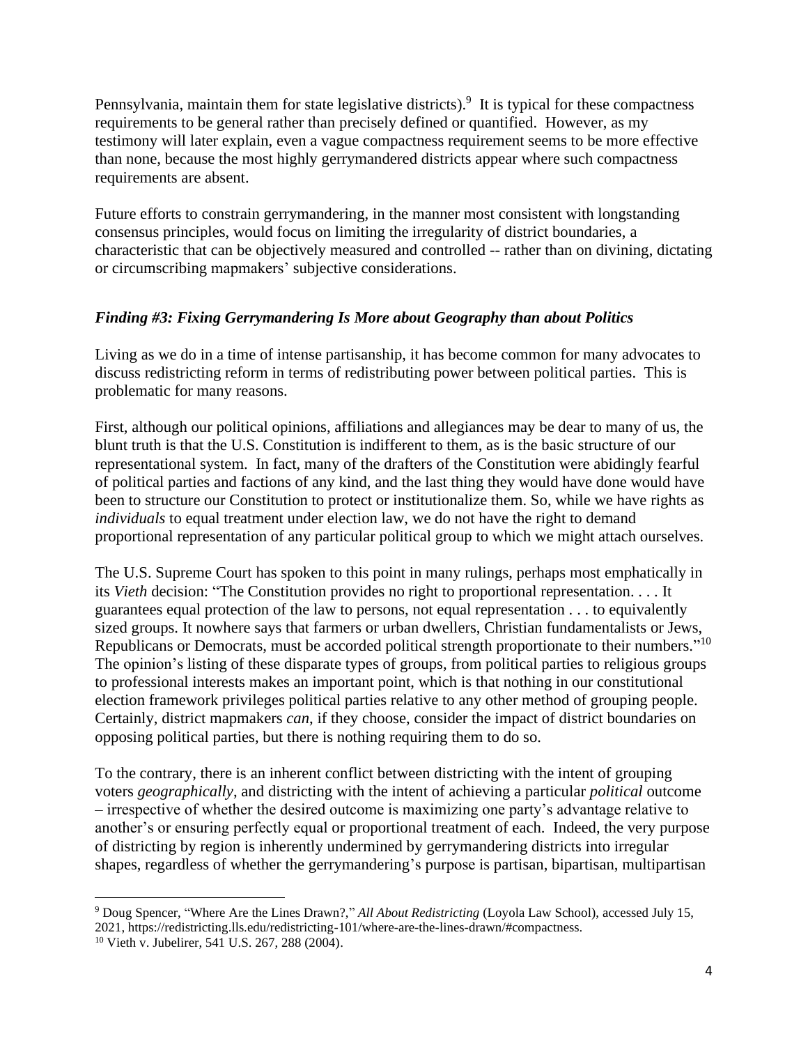Pennsylvania, maintain them for state legislative districts).[9] It is typical for these compactness requirements to be general rather than precisely defined or quantified. However, as my testimony will later explain, even a vague compactness requirement seems to be more effective than none, because the most highly gerrymandered districts appear where such compactness requirements are absent.

Future efforts to constrain gerrymandering, in the manner most consistent with longstanding consensus principles, would focus on limiting the irregularity of district boundaries, a characteristic that can be objectively measured and controlled -- rather than on divining, dictating or circumscribing mapmakers' subjective considerations.

### *Finding #3: Fixing Gerrymandering Is More about Geography than about Politics*

Living as we do in a time of intense partisanship, it has become common for many advocates to discuss redistricting reform in terms of redistributing power between political parties. This is problematic for many reasons.

First, although our political opinions, affiliations and allegiances may be dear to many of us, the blunt truth is that the U.S. Constitution is indifferent to them, as is the basic structure of our representational system. In fact, many of the drafters of the Constitution were abidingly fearful of political parties and factions of any kind, and the last thing they would have done would have been to structure our Constitution to protect or institutionalize them. So, while we have rights as *individuals* to equal treatment under election law, we do not have the right to demand proportional representation of any particular political group to which we might attach ourselves.

The U.S. Supreme Court has spoken to this point in many rulings, perhaps most emphatically in its *Vieth* decision: "The Constitution provides no right to proportional representation. . . . It guarantees equal protection of the law to persons, not equal representation . . . to equivalently sized groups. It nowhere says that farmers or urban dwellers, Christian fundamentalists or Jews, Republicans or Democrats, must be accorded political strength proportionate to their numbers."[10] The opinion's listing of these disparate types of groups, from political parties to religious groups to professional interests makes an important point, which is that nothing in our constitutional election framework privileges political parties relative to any other method of grouping people. Certainly, district mapmakers *can*, if they choose, consider the impact of district boundaries on opposing political parties, but there is nothing requiring them to do so.

To the contrary, there is an inherent conflict between districting with the intent of grouping voters *geographically*, and districting with the intent of achieving a particular *political* outcome – irrespective of whether the desired outcome is maximizing one party's advantage relative to another's or ensuring perfectly equal or proportional treatment of each. Indeed, the very purpose of districting by region is inherently undermined by gerrymandering districts into irregular shapes, regardless of whether the gerrymandering's purpose is partisan, bipartisan, multipartisan

---

[9] Doug Spencer, "Where Are the Lines Drawn?," *All About Redistricting* (Loyola Law School), accessed July 15, 2021, https://redistricting.lls.edu/redistricting-101/where-are-the-lines-drawn/#compactness.

[10] Vieth v. Jubelirer, 541 U.S. 267, 288 (2004).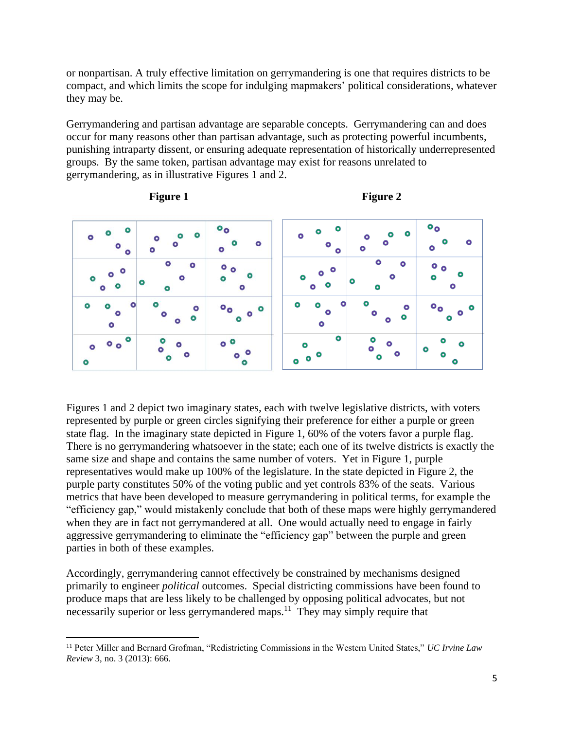or nonpartisan. A truly effective limitation on gerrymandering is one that requires districts to be compact, and which limits the scope for indulging mapmakers' political considerations, whatever they may be.

Gerrymandering and partisan advantage are separable concepts. Gerrymandering can and does occur for many reasons other than partisan advantage, such as protecting powerful incumbents, punishing intraparty dissent, or ensuring adequate representation of historically underrepresented groups. By the same token, partisan advantage may exist for reasons unrelated to gerrymandering, as in illustrative Figures 1 and 2.

**Figure 1** **Figure 2**

Figures 1 and 2 depict two imaginary states, each with twelve legislative districts, with voters represented by purple or green circles signifying their preference for either a purple or green state flag. In the imaginary state depicted in Figure 1, 60% of the voters favor a purple flag. There is no gerrymandering whatsoever in the state; each one of its twelve districts is exactly the same size and shape and contains the same number of voters. Yet in Figure 1, purple representatives would make up 100% of the legislature. In the state depicted in Figure 2, the purple party constitutes 50% of the voting public and yet controls 83% of the seats. Various metrics that have been developed to measure gerrymandering in political terms, for example the "efficiency gap," would mistakenly conclude that both of these maps were highly gerrymandered when they are in fact not gerrymandered at all. One would actually need to engage in fairly aggressive gerrymandering to eliminate the "efficiency gap" between the purple and green parties in both of these examples.

Accordingly, gerrymandering cannot effectively be constrained by mechanisms designed primarily to engineer *political* outcomes. Special districting commissions have been found to produce maps that are less likely to be challenged by opposing political advocates, but not necessarily superior or less gerrymandered maps.[11] They may simply require that

[11] Peter Miller and Bernard Grofman, "Redistricting Commissions in the Western United States," *UC Irvine Law Review* 3, no. 3 (2013): 666.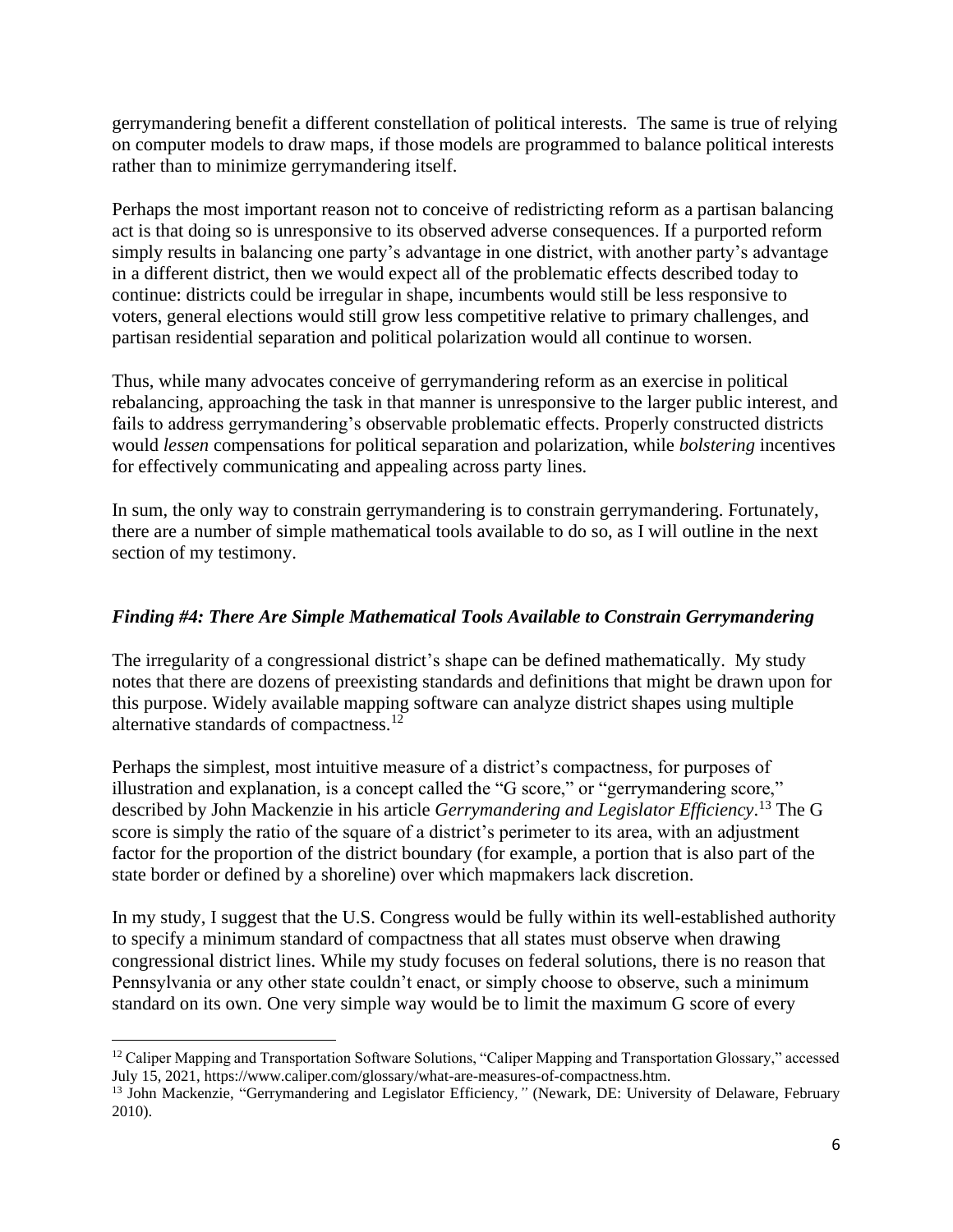gerrymandering benefit a different constellation of political interests. The same is true of relying on computer models to draw maps, if those models are programmed to balance political interests rather than to minimize gerrymandering itself.

Perhaps the most important reason not to conceive of redistricting reform as a partisan balancing act is that doing so is unresponsive to its observed adverse consequences. If a purported reform simply results in balancing one party's advantage in one district, with another party's advantage in a different district, then we would expect all of the problematic effects described today to continue: districts could be irregular in shape, incumbents would still be less responsive to voters, general elections would still grow less competitive relative to primary challenges, and partisan residential separation and political polarization would all continue to worsen.

Thus, while many advocates conceive of gerrymandering reform as an exercise in political rebalancing, approaching the task in that manner is unresponsive to the larger public interest, and fails to address gerrymandering's observable problematic effects. Properly constructed districts would *lessen* compensations for political separation and polarization, while *bolstering* incentives for effectively communicating and appealing across party lines.

In sum, the only way to constrain gerrymandering is to constrain gerrymandering. Fortunately, there are a number of simple mathematical tools available to do so, as I will outline in the next section of my testimony.

### *Finding #4: There Are Simple Mathematical Tools Available to Constrain Gerrymandering*

The irregularity of a congressional district's shape can be defined mathematically. My study notes that there are dozens of preexisting standards and definitions that might be drawn upon for this purpose. Widely available mapping software can analyze district shapes using multiple alternative standards of compactness.[12]

Perhaps the simplest, most intuitive measure of a district's compactness, for purposes of illustration and explanation, is a concept called the "G score," or "gerrymandering score," described by John Mackenzie in his article *Gerrymandering and Legislator Efficiency*.[13] The G score is simply the ratio of the square of a district's perimeter to its area, with an adjustment factor for the proportion of the district boundary (for example, a portion that is also part of the state border or defined by a shoreline) over which mapmakers lack discretion.

In my study, I suggest that the U.S. Congress would be fully within its well-established authority to specify a minimum standard of compactness that all states must observe when drawing congressional district lines. While my study focuses on federal solutions, there is no reason that Pennsylvania or any other state couldn't enact, or simply choose to observe, such a minimum standard on its own. One very simple way would be to limit the maximum G score of every

---

[12] Caliper Mapping and Transportation Software Solutions, "Caliper Mapping and Transportation Glossary," accessed July 15, 2021, https://www.caliper.com/glossary/what-are-measures-of-compactness.htm.

[13] John Mackenzie, "Gerrymandering and Legislator Efficiency*,"* (Newark, DE: University of Delaware, February 2010).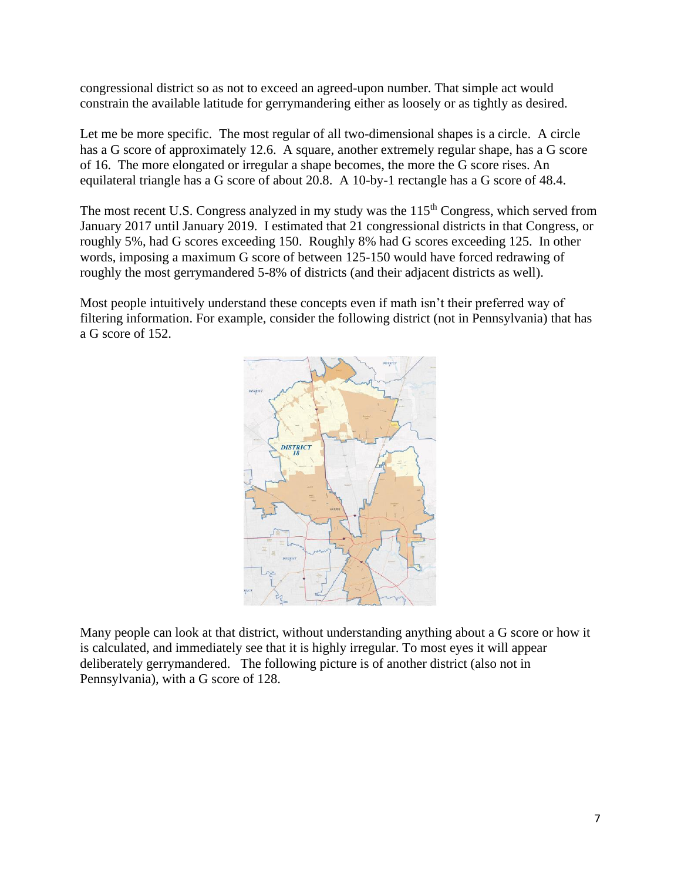congressional district so as not to exceed an agreed-upon number. That simple act would constrain the available latitude for gerrymandering either as loosely or as tightly as desired.

Let me be more specific. The most regular of all two-dimensional shapes is a circle. A circle has a G score of approximately 12.6. A square, another extremely regular shape, has a G score of 16. The more elongated or irregular a shape becomes, the more the G score rises. An equilateral triangle has a G score of about 20.8. A 10-by-1 rectangle has a G score of 48.4.

The most recent U.S. Congress analyzed in my study was the 115th Congress, which served from January 2017 until January 2019. I estimated that 21 congressional districts in that Congress, or roughly 5%, had G scores exceeding 150. Roughly 8% had G scores exceeding 125. In other words, imposing a maximum G score of between 125-150 would have forced redrawing of roughly the most gerrymandered 5-8% of districts (and their adjacent districts as well).

Most people intuitively understand these concepts even if math isn't their preferred way of filtering information. For example, consider the following district (not in Pennsylvania) that has a G score of 152.

Many people can look at that district, without understanding anything about a G score or how it is calculated, and immediately see that it is highly irregular. To most eyes it will appear deliberately gerrymandered. The following picture is of another district (also not in Pennsylvania), with a G score of 128.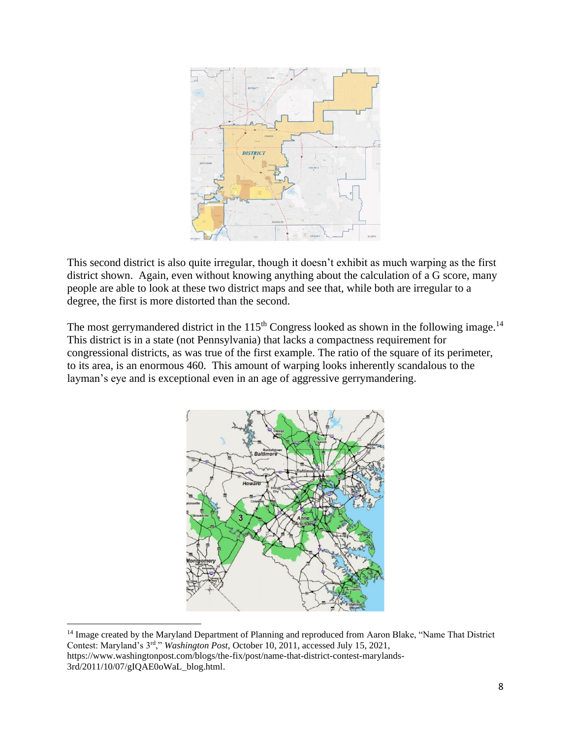This second district is also quite irregular, though it doesn't exhibit as much warping as the first district shown. Again, even without knowing anything about the calculation of a G score, many people are able to look at these two district maps and see that, while both are irregular to a degree, the first is more distorted than the second.

The most gerrymandered district in the 115th Congress looked as shown in the following image.[14] This district is in a state (not Pennsylvania) that lacks a compactness requirement for congressional districts, as was true of the first example. The ratio of the square of its perimeter, to its area, is an enormous 460. This amount of warping looks inherently scandalous to the layman's eye and is exceptional even in an age of aggressive gerrymandering.

[14] Image created by the Maryland Department of Planning and reproduced from Aaron Blake, "Name That District Contest: Maryland's 3rd," *Washington Post*, October 10, 2011, accessed July 15, 2021, https://www.washingtonpost.com/blogs/the-fix/post/name-that-district-contest-marylands-3rd/2011/10/07/gIQAE0oWaL_blog.html.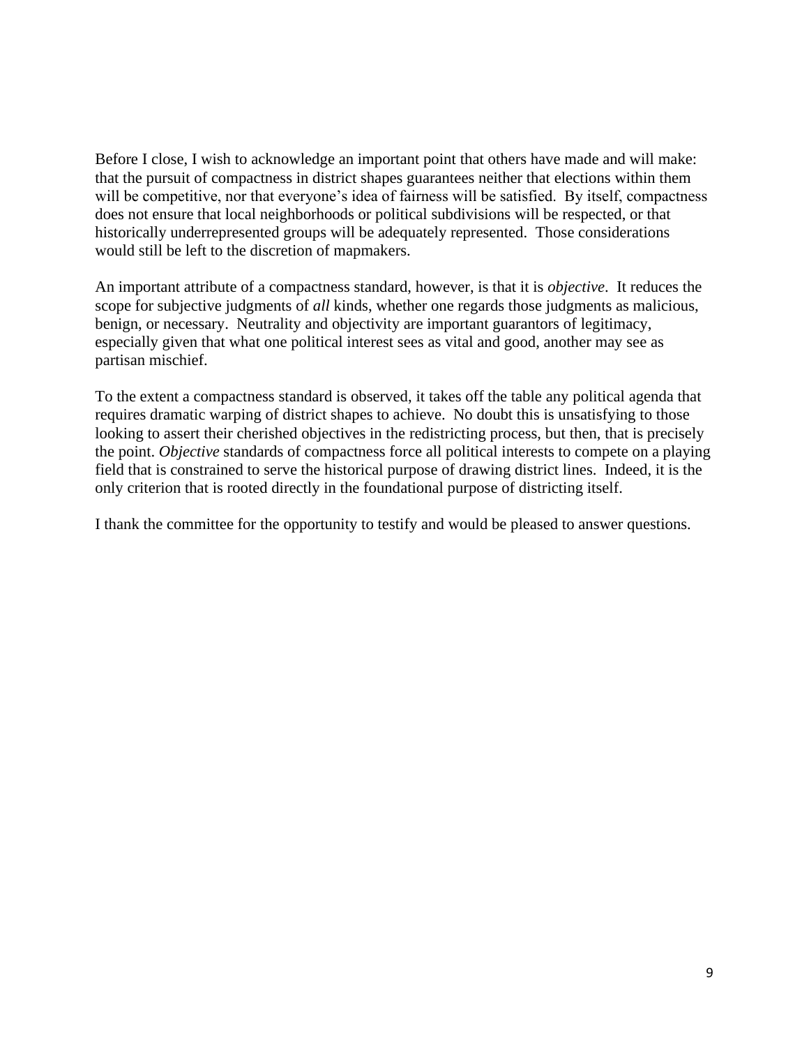Before I close, I wish to acknowledge an important point that others have made and will make: that the pursuit of compactness in district shapes guarantees neither that elections within them will be competitive, nor that everyone's idea of fairness will be satisfied. By itself, compactness does not ensure that local neighborhoods or political subdivisions will be respected, or that historically underrepresented groups will be adequately represented. Those considerations would still be left to the discretion of mapmakers.

An important attribute of a compactness standard, however, is that it is *objective*. It reduces the scope for subjective judgments of *all* kinds, whether one regards those judgments as malicious, benign, or necessary. Neutrality and objectivity are important guarantors of legitimacy, especially given that what one political interest sees as vital and good, another may see as partisan mischief.

To the extent a compactness standard is observed, it takes off the table any political agenda that requires dramatic warping of district shapes to achieve. No doubt this is unsatisfying to those looking to assert their cherished objectives in the redistricting process, but then, that is precisely the point. *Objective* standards of compactness force all political interests to compete on a playing field that is constrained to serve the historical purpose of drawing district lines. Indeed, it is the only criterion that is rooted directly in the foundational purpose of districting itself.

I thank the committee for the opportunity to testify and would be pleased to answer questions.